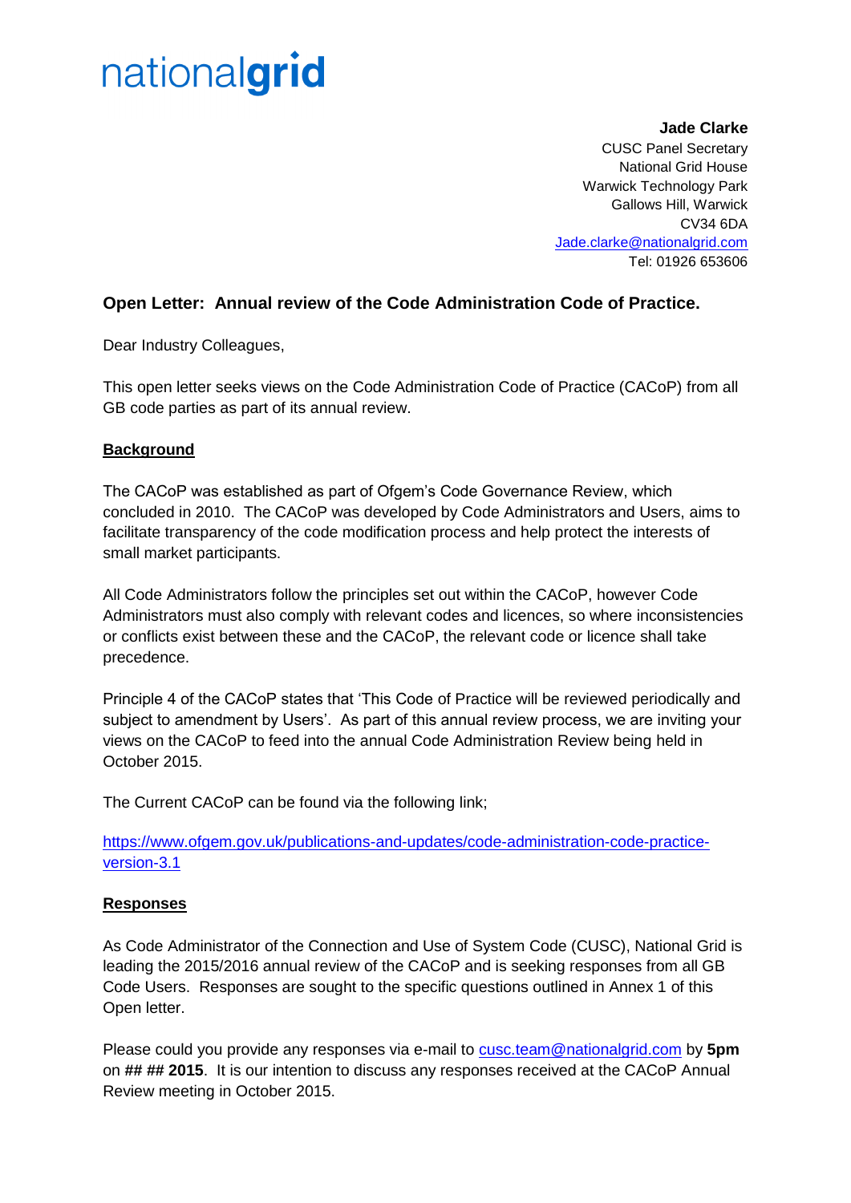nationalgrid

**Jade Clarke**
CUSC Panel Secretary
National Grid House
Warwick Technology Park
Gallows Hill, Warwick
CV34 6DA
Jade.clarke@nationalgrid.com
Tel: 01926 653606

### Open Letter: Annual review of the Code Administration Code of Practice.

Dear Industry Colleagues,

This open letter seeks views on the Code Administration Code of Practice (CACoP) from all GB code parties as part of its annual review.

**Background**

The CACoP was established as part of Ofgem's Code Governance Review, which concluded in 2010. The CACoP was developed by Code Administrators and Users, aims to facilitate transparency of the code modification process and help protect the interests of small market participants.

All Code Administrators follow the principles set out within the CACoP, however Code Administrators must also comply with relevant codes and licences, so where inconsistencies or conflicts exist between these and the CACoP, the relevant code or licence shall take precedence.

Principle 4 of the CACoP states that 'This Code of Practice will be reviewed periodically and subject to amendment by Users'. As part of this annual review process, we are inviting your views on the CACoP to feed into the annual Code Administration Review being held in October 2015.

The Current CACoP can be found via the following link;

https://www.ofgem.gov.uk/publications-and-updates/code-administration-code-practice-version-3.1

**Responses**

As Code Administrator of the Connection and Use of System Code (CUSC), National Grid is leading the 2015/2016 annual review of the CACoP and is seeking responses from all GB Code Users. Responses are sought to the specific questions outlined in Annex 1 of this Open letter.

Please could you provide any responses via e-mail to cusc.team@nationalgrid.com by **5pm** on **## ## 2015**. It is our intention to discuss any responses received at the CACoP Annual Review meeting in October 2015.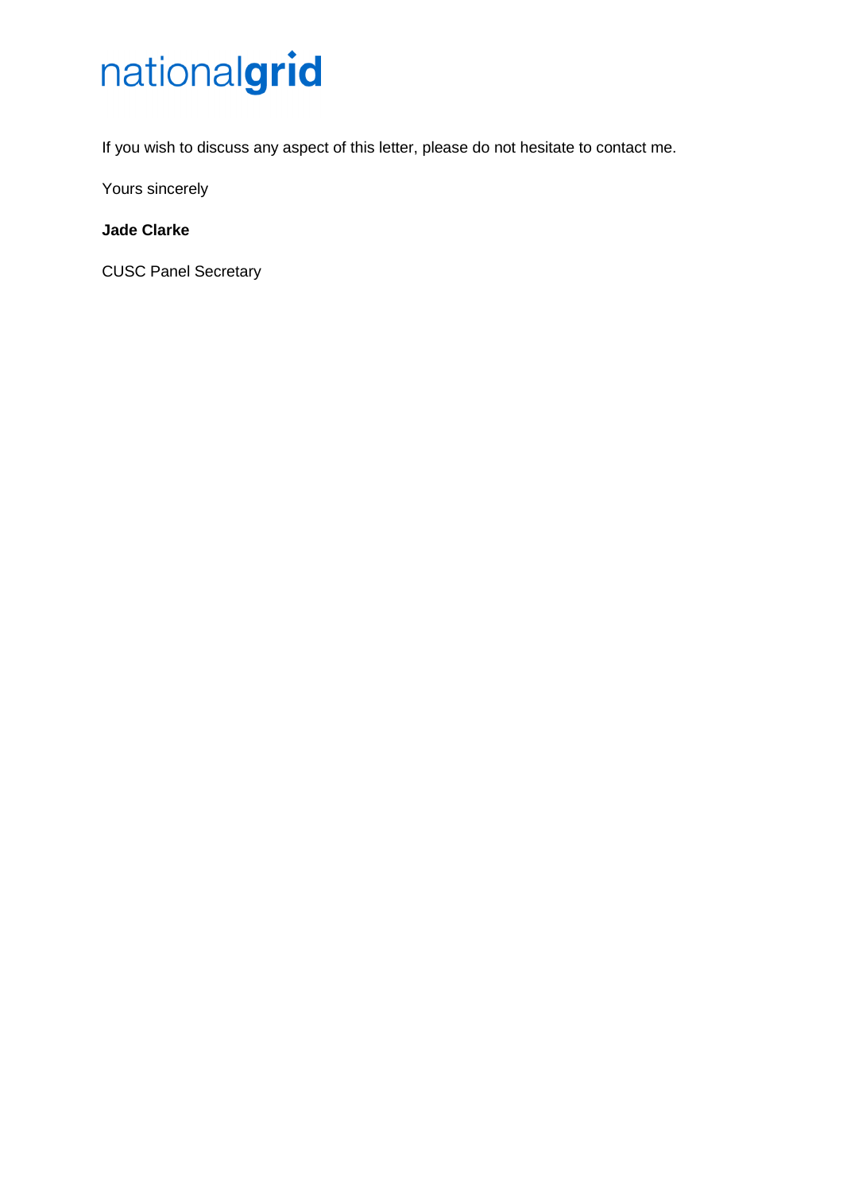If you wish to discuss any aspect of this letter, please do not hesitate to contact me.

Yours sincerely

**Jade Clarke**

CUSC Panel Secretary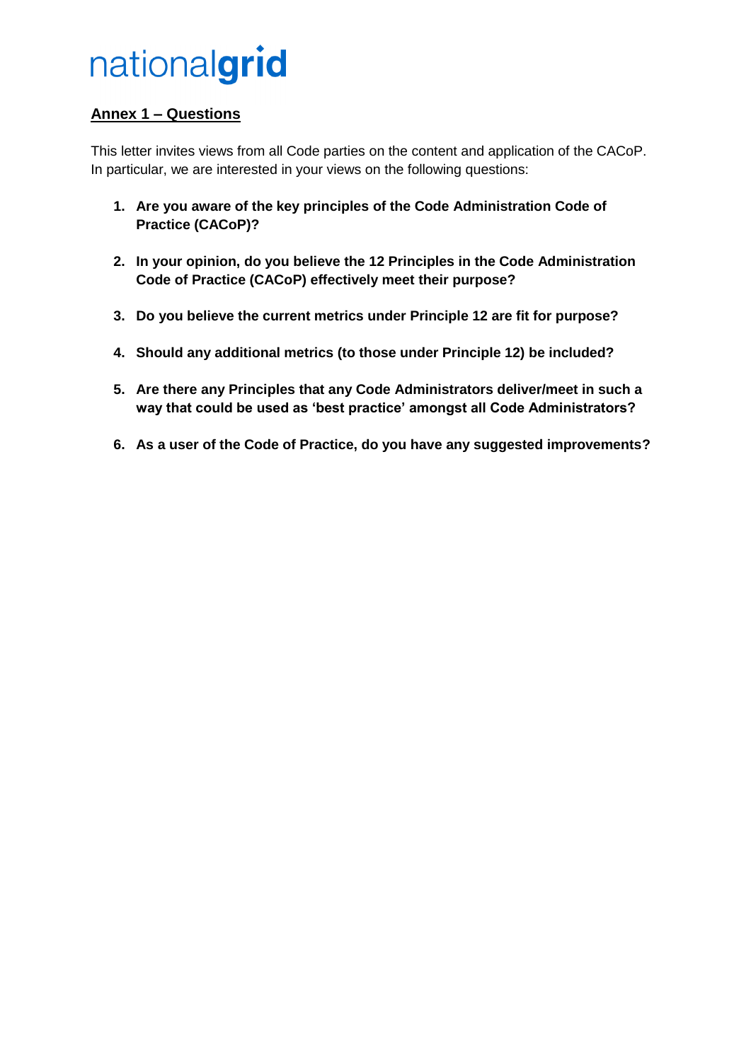nationalgrid

## Annex 1 – Questions

This letter invites views from all Code parties on the content and application of the CACoP. In particular, we are interested in your views on the following questions:

1. **Are you aware of the key principles of the Code Administration Code of Practice (CACoP)?**

2. **In your opinion, do you believe the 12 Principles in the Code Administration Code of Practice (CACoP) effectively meet their purpose?**

3. **Do you believe the current metrics under Principle 12 are fit for purpose?**

4. **Should any additional metrics (to those under Principle 12) be included?**

5. **Are there any Principles that any Code Administrators deliver/meet in such a way that could be used as 'best practice' amongst all Code Administrators?**

6. **As a user of the Code of Practice, do you have any suggested improvements?**